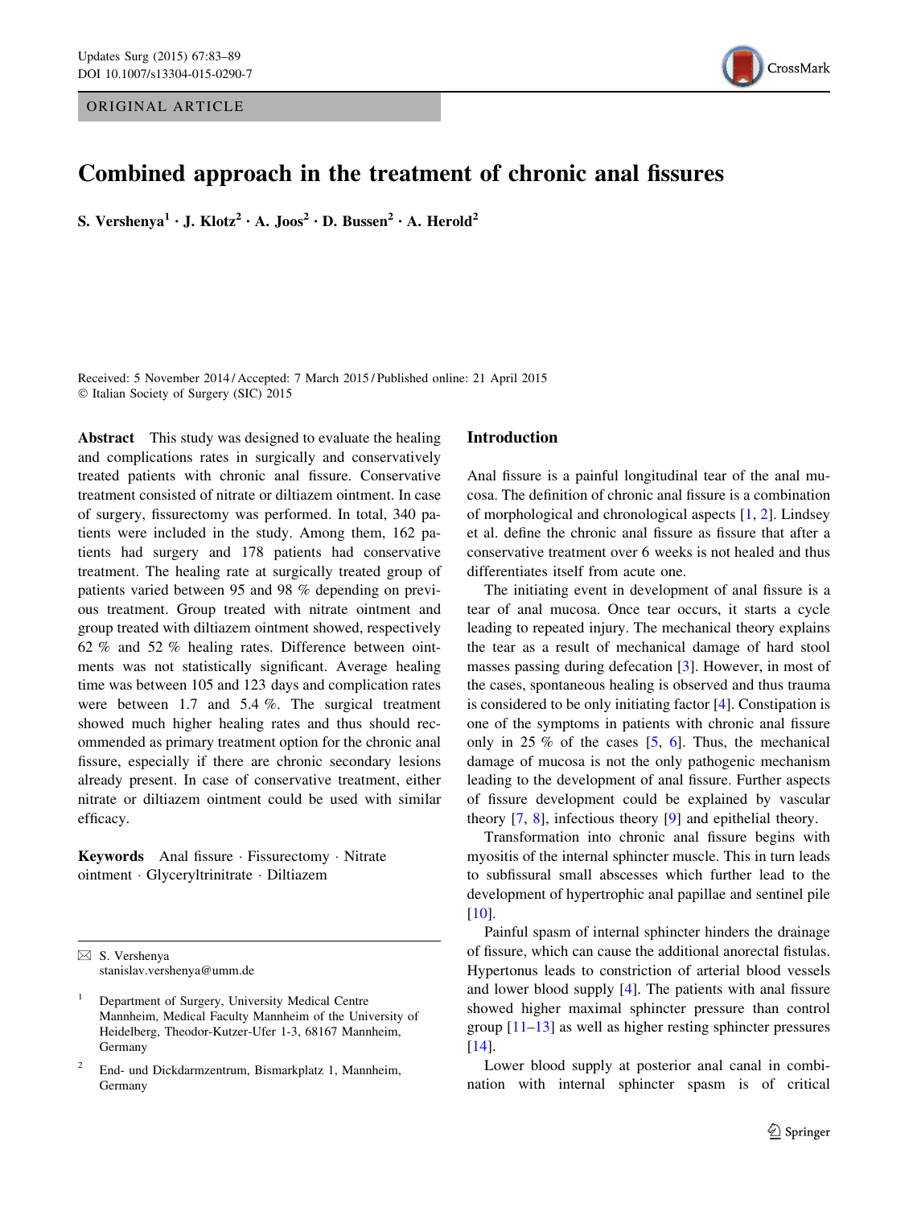ORIGINAL ARTICLE

# Combined approach in the treatment of chronic anal fissures

**S. Vershenya[1] · J. Klotz[2] · A. Joos[2] · D. Bussen[2] · A. Herold[2]**

Received: 5 November 2014 / Accepted: 7 March 2015 / Published online: 21 April 2015
© Italian Society of Surgery (SIC) 2015

**Abstract** This study was designed to evaluate the healing and complications rates in surgically and conservatively treated patients with chronic anal fissure. Conservative treatment consisted of nitrate or diltiazem ointment. In case of surgery, fissurectomy was performed. In total, 340 patients were included in the study. Among them, 162 patients had surgery and 178 patients had conservative treatment. The healing rate at surgically treated group of patients varied between 95 and 98 % depending on previous treatment. Group treated with nitrate ointment and group treated with diltiazem ointment showed, respectively 62 % and 52 % healing rates. Difference between ointments was not statistically significant. Average healing time was between 105 and 123 days and complication rates were between 1.7 and 5.4 %. The surgical treatment showed much higher healing rates and thus should recommended as primary treatment option for the chronic anal fissure, especially if there are chronic secondary lesions already present. In case of conservative treatment, either nitrate or diltiazem ointment could be used with similar efficacy.

**Keywords** Anal fissure · Fissurectomy · Nitrate ointment · Glyceryltrinitrate · Diltiazem

✉ S. Vershenya
stanislav.vershenya@umm.de

[1] Department of Surgery, University Medical Centre Mannheim, Medical Faculty Mannheim of the University of Heidelberg, Theodor-Kutzer-Ufer 1-3, 68167 Mannheim, Germany

[2] End- und Dickdarmzentrum, Bismarkplatz 1, Mannheim, Germany

## Introduction

Anal fissure is a painful longitudinal tear of the anal mucosa. The definition of chronic anal fissure is a combination of morphological and chronological aspects [1, 2]. Lindsey et al. define the chronic anal fissure as fissure that after a conservative treatment over 6 weeks is not healed and thus differentiates itself from acute one.

The initiating event in development of anal fissure is a tear of anal mucosa. Once tear occurs, it starts a cycle leading to repeated injury. The mechanical theory explains the tear as a result of mechanical damage of hard stool masses passing during defecation [3]. However, in most of the cases, spontaneous healing is observed and thus trauma is considered to be only initiating factor [4]. Constipation is one of the symptoms in patients with chronic anal fissure only in 25 % of the cases [5, 6]. Thus, the mechanical damage of mucosa is not the only pathogenic mechanism leading to the development of anal fissure. Further aspects of fissure development could be explained by vascular theory [7, 8], infectious theory [9] and epithelial theory.

Transformation into chronic anal fissure begins with myositis of the internal sphincter muscle. This in turn leads to subfissural small abscesses which further lead to the development of hypertrophic anal papillae and sentinel pile [10].

Painful spasm of internal sphincter hinders the drainage of fissure, which can cause the additional anorectal fistulas. Hypertonus leads to constriction of arterial blood vessels and lower blood supply [4]. The patients with anal fissure showed higher maximal sphincter pressure than control group [11–13] as well as higher resting sphincter pressures [14].

Lower blood supply at posterior anal canal in combination with internal sphincter spasm is of critical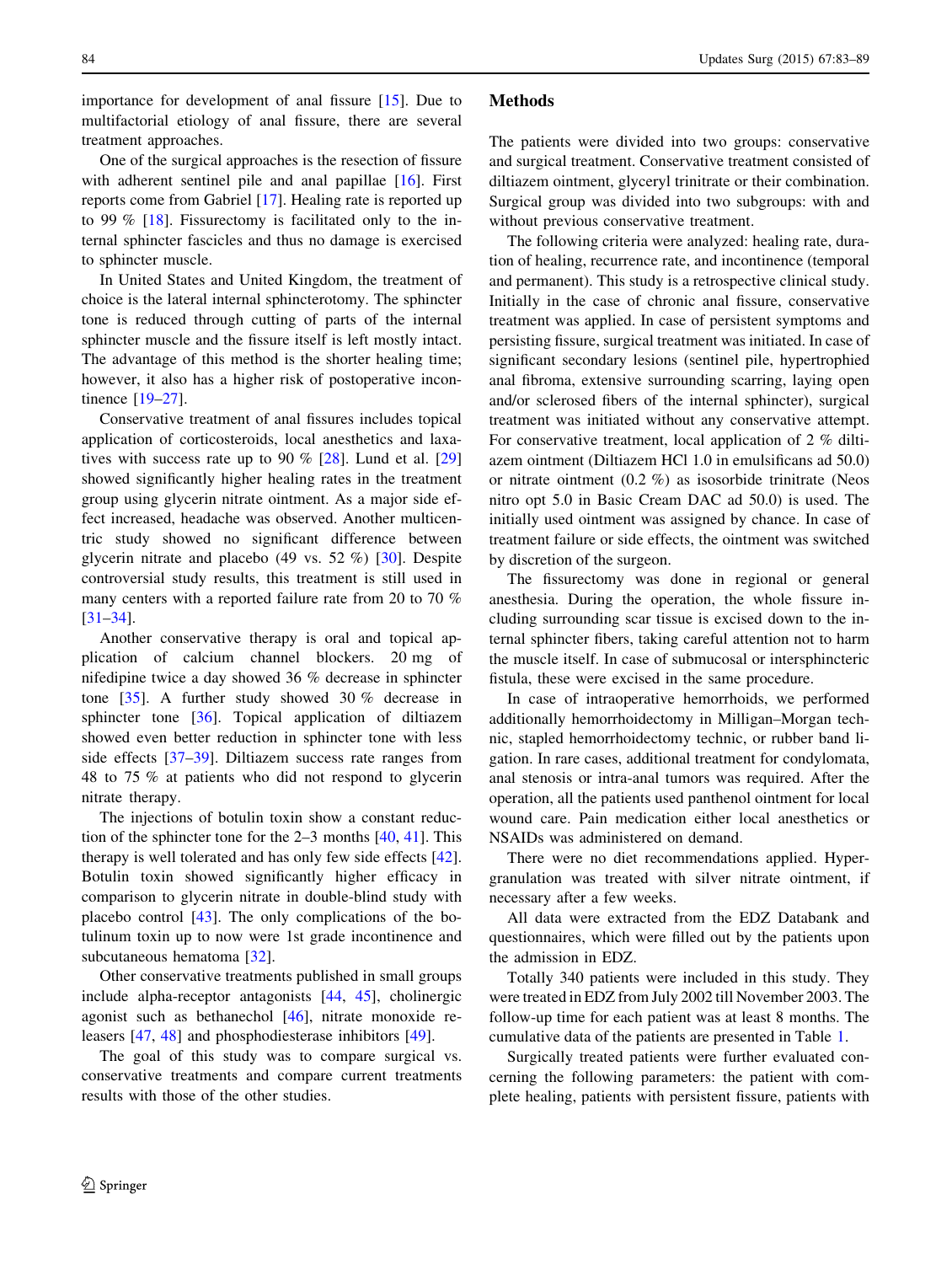importance for development of anal fissure [15]. Due to multifactorial etiology of anal fissure, there are several treatment approaches.

One of the surgical approaches is the resection of fissure with adherent sentinel pile and anal papillae [16]. First reports come from Gabriel [17]. Healing rate is reported up to 99 % [18]. Fissurectomy is facilitated only to the internal sphincter fascicles and thus no damage is exercised to sphincter muscle.

In United States and United Kingdom, the treatment of choice is the lateral internal sphincterotomy. The sphincter tone is reduced through cutting of parts of the internal sphincter muscle and the fissure itself is left mostly intact. The advantage of this method is the shorter healing time; however, it also has a higher risk of postoperative incontinence [19–27].

Conservative treatment of anal fissures includes topical application of corticosteroids, local anesthetics and laxatives with success rate up to 90 % [28]. Lund et al. [29] showed significantly higher healing rates in the treatment group using glycerin nitrate ointment. As a major side effect increased, headache was observed. Another multicentric study showed no significant difference between glycerin nitrate and placebo (49 vs. 52 %) [30]. Despite controversial study results, this treatment is still used in many centers with a reported failure rate from 20 to 70 % [31–34].

Another conservative therapy is oral and topical application of calcium channel blockers. 20 mg of nifedipine twice a day showed 36 % decrease in sphincter tone [35]. A further study showed 30 % decrease in sphincter tone [36]. Topical application of diltiazem showed even better reduction in sphincter tone with less side effects [37–39]. Diltiazem success rate ranges from 48 to 75 % at patients who did not respond to glycerin nitrate therapy.

The injections of botulin toxin show a constant reduction of the sphincter tone for the 2–3 months [40, 41]. This therapy is well tolerated and has only few side effects [42]. Botulin toxin showed significantly higher efficacy in comparison to glycerin nitrate in double-blind study with placebo control [43]. The only complications of the botulinum toxin up to now were 1st grade incontinence and subcutaneous hematoma [32].

Other conservative treatments published in small groups include alpha-receptor antagonists [44, 45], cholinergic agonist such as bethanechol [46], nitrate monoxide releasers [47, 48] and phosphodiesterase inhibitors [49].

The goal of this study was to compare surgical vs. conservative treatments and compare current treatments results with those of the other studies.

## Methods

The patients were divided into two groups: conservative and surgical treatment. Conservative treatment consisted of diltiazem ointment, glyceryl trinitrate or their combination. Surgical group was divided into two subgroups: with and without previous conservative treatment.

The following criteria were analyzed: healing rate, duration of healing, recurrence rate, and incontinence (temporal and permanent). This study is a retrospective clinical study. Initially in the case of chronic anal fissure, conservative treatment was applied. In case of persistent symptoms and persisting fissure, surgical treatment was initiated. In case of significant secondary lesions (sentinel pile, hypertrophied anal fibroma, extensive surrounding scarring, laying open and/or sclerosed fibers of the internal sphincter), surgical treatment was initiated without any conservative attempt. For conservative treatment, local application of 2 % diltiazem ointment (Diltiazem HCl 1.0 in emulsificans ad 50.0) or nitrate ointment (0.2 %) as isosorbide trinitrate (Neos nitro opt 5.0 in Basic Cream DAC ad 50.0) is used. The initially used ointment was assigned by chance. In case of treatment failure or side effects, the ointment was switched by discretion of the surgeon.

The fissurectomy was done in regional or general anesthesia. During the operation, the whole fissure including surrounding scar tissue is excised down to the internal sphincter fibers, taking careful attention not to harm the muscle itself. In case of submucosal or intersphincteric fistula, these were excised in the same procedure.

In case of intraoperative hemorrhoids, we performed additionally hemorrhoidectomy in Milligan–Morgan technic, stapled hemorrhoidectomy technic, or rubber band ligation. In rare cases, additional treatment for condylomata, anal stenosis or intra-anal tumors was required. After the operation, all the patients used panthenol ointment for local wound care. Pain medication either local anesthetics or NSAIDs was administered on demand.

There were no diet recommendations applied. Hypergranulation was treated with silver nitrate ointment, if necessary after a few weeks.

All data were extracted from the EDZ Databank and questionnaires, which were filled out by the patients upon the admission in EDZ.

Totally 340 patients were included in this study. They were treated in EDZ from July 2002 till November 2003. The follow-up time for each patient was at least 8 months. The cumulative data of the patients are presented in Table 1.

Surgically treated patients were further evaluated concerning the following parameters: the patient with complete healing, patients with persistent fissure, patients with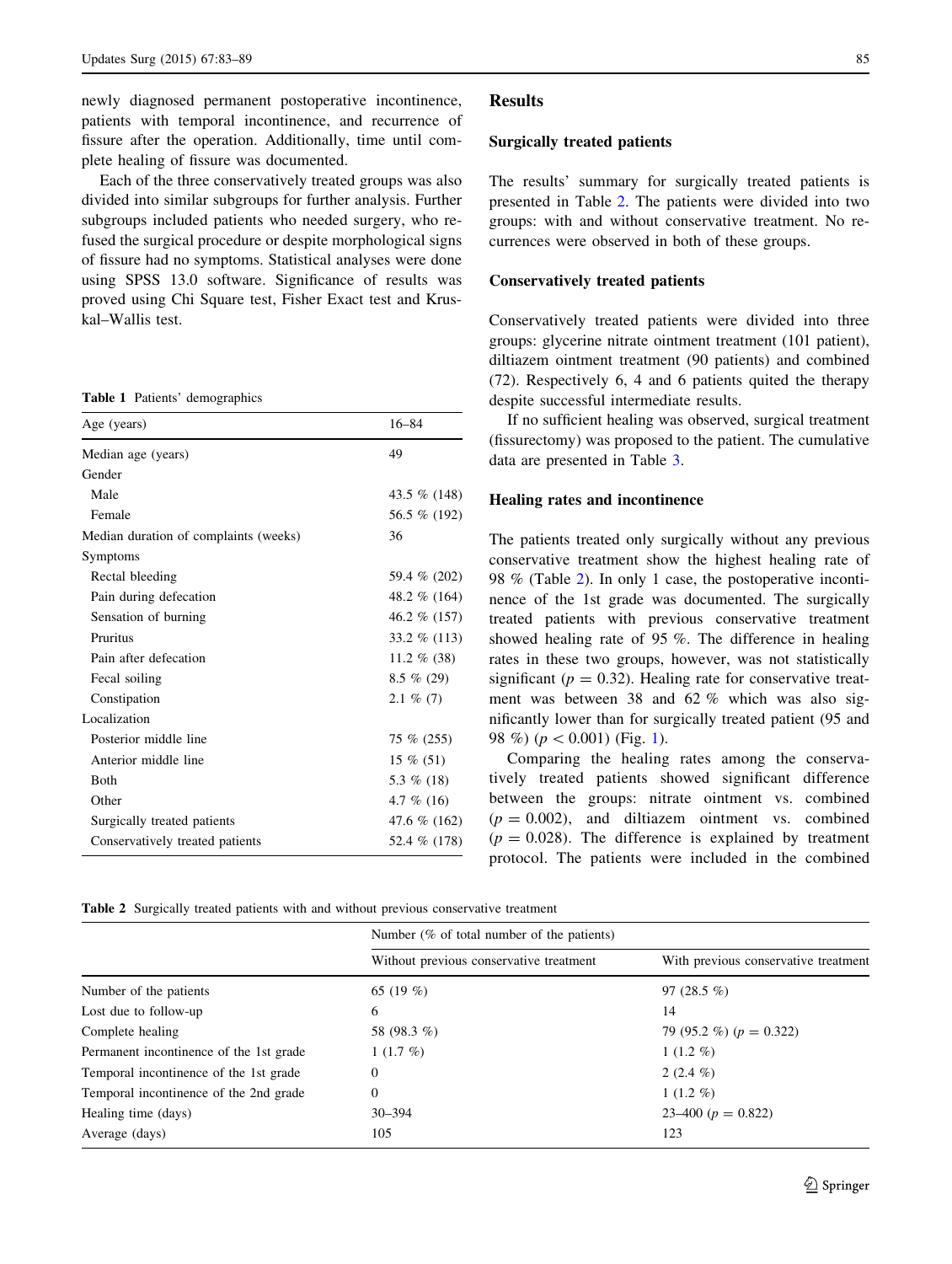newly diagnosed permanent postoperative incontinence, patients with temporal incontinence, and recurrence of fissure after the operation. Additionally, time until complete healing of fissure was documented.

Each of the three conservatively treated groups was also divided into similar subgroups for further analysis. Further subgroups included patients who needed surgery, who refused the surgical procedure or despite morphological signs of fissure had no symptoms. Statistical analyses were done using SPSS 13.0 software. Significance of results was proved using Chi Square test, Fisher Exact test and Kruskal–Wallis test.

**Table 1** Patients' demographics

| Age (years) | 16–84 |
|---|---|
| Median age (years) | 49 |
| Gender | |
| Male | 43.5 % (148) |
| Female | 56.5 % (192) |
| Median duration of complaints (weeks) | 36 |
| Symptoms | |
| Rectal bleeding | 59.4 % (202) |
| Pain during defecation | 48.2 % (164) |
| Sensation of burning | 46.2 % (157) |
| Pruritus | 33.2 % (113) |
| Pain after defecation | 11.2 % (38) |
| Fecal soiling | 8.5 % (29) |
| Constipation | 2.1 % (7) |
| Localization | |
| Posterior middle line | 75 % (255) |
| Anterior middle line | 15 % (51) |
| Both | 5.3 % (18) |
| Other | 4.7 % (16) |
| Surgically treated patients | 47.6 % (162) |
| Conservatively treated patients | 52.4 % (178) |

## Results

### Surgically treated patients

The results' summary for surgically treated patients is presented in Table 2. The patients were divided into two groups: with and without conservative treatment. No recurrences were observed in both of these groups.

### Conservatively treated patients

Conservatively treated patients were divided into three groups: glycerine nitrate ointment treatment (101 patient), diltiazem ointment treatment (90 patients) and combined (72). Respectively 6, 4 and 6 patients quited the therapy despite successful intermediate results.

If no sufficient healing was observed, surgical treatment (fissurectomy) was proposed to the patient. The cumulative data are presented in Table 3.

### Healing rates and incontinence

The patients treated only surgically without any previous conservative treatment show the highest healing rate of 98 % (Table 2). In only 1 case, the postoperative incontinence of the 1st grade was documented. The surgically treated patients with previous conservative treatment showed healing rate of 95 %. The difference in healing rates in these two groups, however, was not statistically significant ($p = 0.32$). Healing rate for conservative treatment was between 38 and 62 % which was also significantly lower than for surgically treated patient (95 and 98 %) ($p < 0.001$) (Fig. 1).

Comparing the healing rates among the conservatively treated patients showed significant difference between the groups: nitrate ointment vs. combined ($p = 0.002$), and diltiazem ointment vs. combined ($p = 0.028$). The difference is explained by treatment protocol. The patients were included in the combined

**Table 2** Surgically treated patients with and without previous conservative treatment

| | Number (% of total number of the patients) | |
|---|---|---|
| | Without previous conservative treatment | With previous conservative treatment |
| Number of the patients | 65 (19 %) | 97 (28.5 %) |
| Lost due to follow-up | 6 | 14 |
| Complete healing | 58 (98.3 %) | 79 (95.2 %) ($p = 0.322$) |
| Permanent incontinence of the 1st grade | 1 (1.7 %) | 1 (1.2 %) |
| Temporal incontinence of the 1st grade | 0 | 2 (2.4 %) |
| Temporal incontinence of the 2nd grade | 0 | 1 (1.2 %) |
| Healing time (days) | 30–394 | 23–400 ($p = 0.822$) |
| Average (days) | 105 | 123 |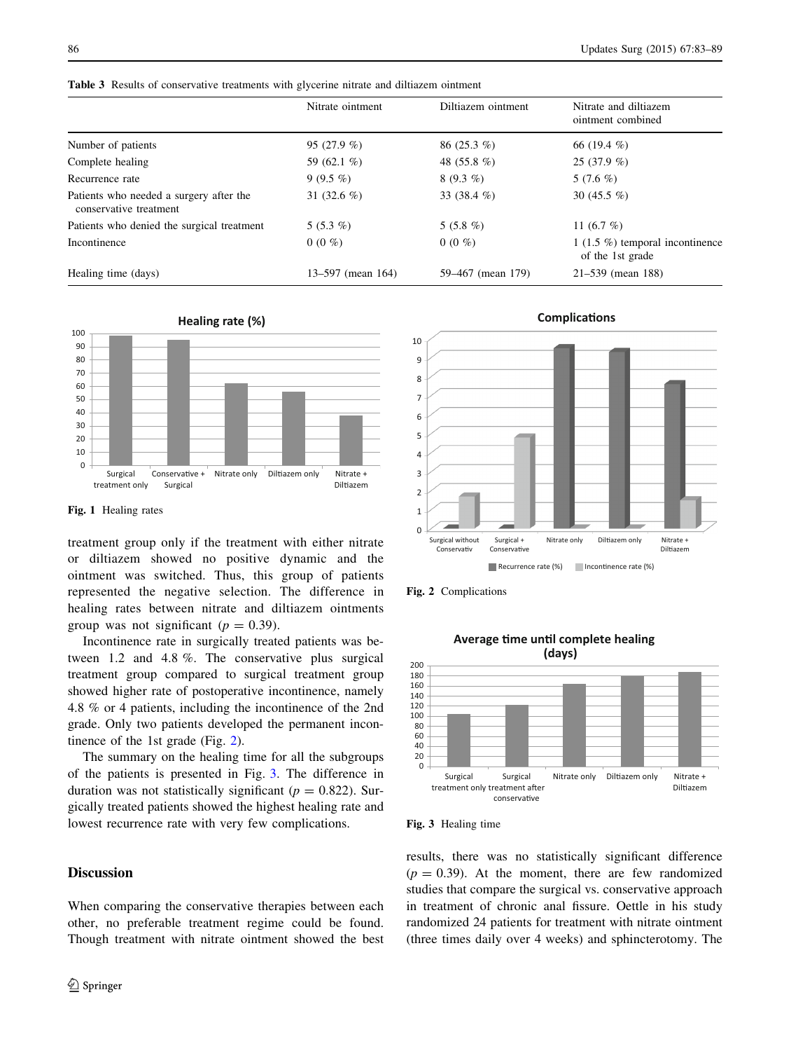**Table 3** Results of conservative treatments with glycerine nitrate and diltiazem ointment

| | Nitrate ointment | Diltiazem ointment | Nitrate and diltiazem ointment combined |
|---|---|---|---|
| Number of patients | 95 (27.9 %) | 86 (25.3 %) | 66 (19.4 %) |
| Complete healing | 59 (62.1 %) | 48 (55.8 %) | 25 (37.9 %) |
| Recurrence rate | 9 (9.5 %) | 8 (9.3 %) | 5 (7.6 %) |
| Patients who needed a surgery after the conservative treatment | 31 (32.6 %) | 33 (38.4 %) | 30 (45.5 %) |
| Patients who denied the surgical treatment | 5 (5.3 %) | 5 (5.8 %) | 11 (6.7 %) |
| Incontinence | 0 (0 %) | 0 (0 %) | 1 (1.5 %) temporal incontinence of the 1st grade |
| Healing time (days) | 13–597 (mean 164) | 59–467 (mean 179) | 21–539 (mean 188) |

**Fig. 1** Healing rates

**Fig. 2** Complications

**Fig. 3** Healing time

treatment group only if the treatment with either nitrate or diltiazem showed no positive dynamic and the ointment was switched. Thus, this group of patients represented the negative selection. The difference in healing rates between nitrate and diltiazem ointments group was not significant ($p = 0.39$).

Incontinence rate in surgically treated patients was between 1.2 and 4.8 %. The conservative plus surgical treatment group compared to surgical treatment group showed higher rate of postoperative incontinence, namely 4.8 % or 4 patients, including the incontinence of the 2nd grade. Only two patients developed the permanent incontinence of the 1st grade (Fig. 2).

The summary on the healing time for all the subgroups of the patients is presented in Fig. 3. The difference in duration was not statistically significant ($p = 0.822$). Surgically treated patients showed the highest healing rate and lowest recurrence rate with very few complications.

## Discussion

When comparing the conservative therapies between each other, no preferable treatment regime could be found. Though treatment with nitrate ointment showed the best results, there was no statistically significant difference ($p = 0.39$). At the moment, there are few randomized studies that compare the surgical vs. conservative approach in treatment of chronic anal fissure. Oettle in his study randomized 24 patients for treatment with nitrate ointment (three times daily over 4 weeks) and sphincterotomy. The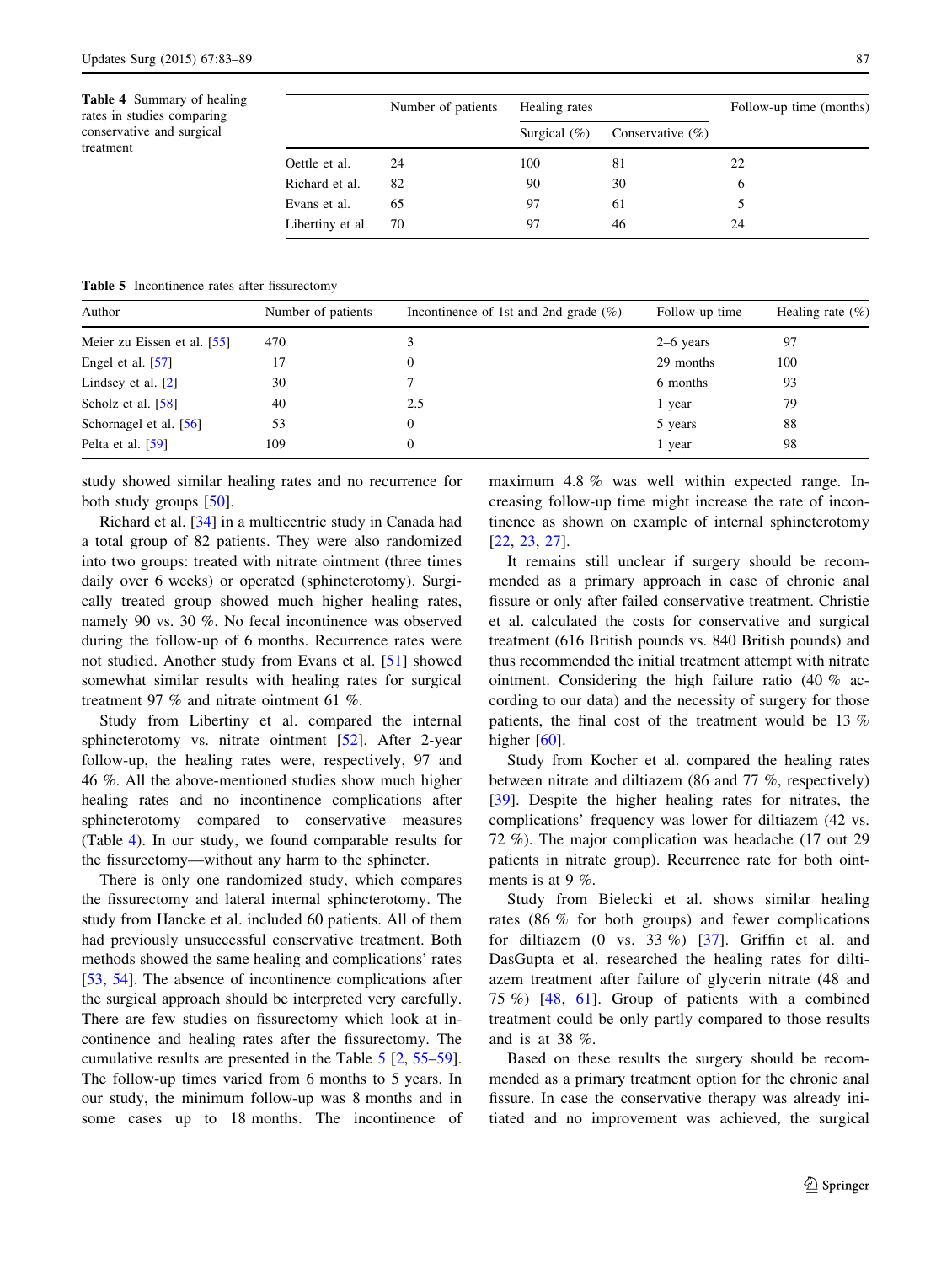**Table 4** Summary of healing rates in studies comparing conservative and surgical treatment

| | Number of patients | Healing rates | | Follow-up time (months) |
|---|---|---|---|---|
| | | Surgical (%) | Conservative (%) | |
| Oettle et al. | 24 | 100 | 81 | 22 |
| Richard et al. | 82 | 90 | 30 | 6 |
| Evans et al. | 65 | 97 | 61 | 5 |
| Libertiny et al. | 70 | 97 | 46 | 24 |

**Table 5** Incontinence rates after fissurectomy

| Author | Number of patients | Incontinence of 1st and 2nd grade (%) | Follow-up time | Healing rate (%) |
|---|---|---|---|---|
| Meier zu Eissen et al. [55] | 470 | 3 | 2–6 years | 97 |
| Engel et al. [57] | 17 | 0 | 29 months | 100 |
| Lindsey et al. [2] | 30 | 7 | 6 months | 93 |
| Scholz et al. [58] | 40 | 2.5 | 1 year | 79 |
| Schornagel et al. [56] | 53 | 0 | 5 years | 88 |
| Pelta et al. [59] | 109 | 0 | 1 year | 98 |

study showed similar healing rates and no recurrence for both study groups [50].

Richard et al. [34] in a multicentric study in Canada had a total group of 82 patients. They were also randomized into two groups: treated with nitrate ointment (three times daily over 6 weeks) or operated (sphincterotomy). Surgically treated group showed much higher healing rates, namely 90 vs. 30 %. No fecal incontinence was observed during the follow-up of 6 months. Recurrence rates were not studied. Another study from Evans et al. [51] showed somewhat similar results with healing rates for surgical treatment 97 % and nitrate ointment 61 %.

Study from Libertiny et al. compared the internal sphincterotomy vs. nitrate ointment [52]. After 2-year follow-up, the healing rates were, respectively, 97 and 46 %. All the above-mentioned studies show much higher healing rates and no incontinence complications after sphincterotomy compared to conservative measures (Table 4). In our study, we found comparable results for the fissurectomy—without any harm to the sphincter.

There is only one randomized study, which compares the fissurectomy and lateral internal sphincterotomy. The study from Hancke et al. included 60 patients. All of them had previously unsuccessful conservative treatment. Both methods showed the same healing and complications' rates [53, 54]. The absence of incontinence complications after the surgical approach should be interpreted very carefully. There are few studies on fissurectomy which look at incontinence and healing rates after the fissurectomy. The cumulative results are presented in the Table 5 [2, 55–59]. The follow-up times varied from 6 months to 5 years. In our study, the minimum follow-up was 8 months and in some cases up to 18 months. The incontinence of maximum 4.8 % was well within expected range. Increasing follow-up time might increase the rate of incontinence as shown on example of internal sphincterotomy [22, 23, 27].

It remains still unclear if surgery should be recommended as a primary approach in case of chronic anal fissure or only after failed conservative treatment. Christie et al. calculated the costs for conservative and surgical treatment (616 British pounds vs. 840 British pounds) and thus recommended the initial treatment attempt with nitrate ointment. Considering the high failure ratio (40 % according to our data) and the necessity of surgery for those patients, the final cost of the treatment would be 13 % higher [60].

Study from Kocher et al. compared the healing rates between nitrate and diltiazem (86 and 77 %, respectively) [39]. Despite the higher healing rates for nitrates, the complications' frequency was lower for diltiazem (42 vs. 72 %). The major complication was headache (17 out 29 patients in nitrate group). Recurrence rate for both ointments is at 9 %.

Study from Bielecki et al. shows similar healing rates (86 % for both groups) and fewer complications for diltiazem (0 vs. 33 %) [37]. Griffin et al. and DasGupta et al. researched the healing rates for diltiazem treatment after failure of glycerin nitrate (48 and 75 %) [48, 61]. Group of patients with a combined treatment could be only partly compared to those results and is at 38 %.

Based on these results the surgery should be recommended as a primary treatment option for the chronic anal fissure. In case the conservative therapy was already initiated and no improvement was achieved, the surgical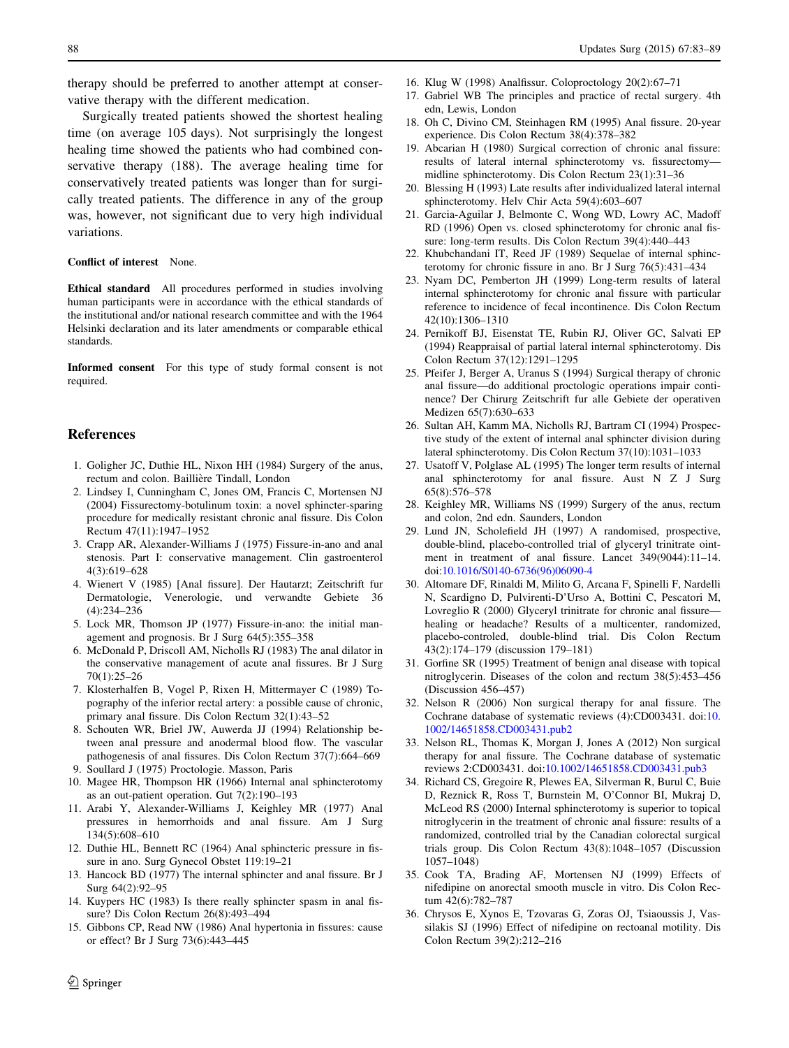therapy should be preferred to another attempt at conservative therapy with the different medication.

Surgically treated patients showed the shortest healing time (on average 105 days). Not surprisingly the longest healing time showed the patients who had combined conservative therapy (188). The average healing time for conservatively treated patients was longer than for surgically treated patients. The difference in any of the group was, however, not significant due to very high individual variations.

**Conflict of interest** None.

**Ethical standard** All procedures performed in studies involving human participants were in accordance with the ethical standards of the institutional and/or national research committee and with the 1964 Helsinki declaration and its later amendments or comparable ethical standards.

**Informed consent** For this type of study formal consent is not required.

## References

1. Goligher JC, Duthie HL, Nixon HH (1984) Surgery of the anus, rectum and colon. Baillière Tindall, London
2. Lindsey I, Cunningham C, Jones OM, Francis C, Mortensen NJ (2004) Fissurectomy-botulinum toxin: a novel sphincter-sparing procedure for medically resistant chronic anal fissure. Dis Colon Rectum 47(11):1947–1952
3. Crapp AR, Alexander-Williams J (1975) Fissure-in-ano and anal stenosis. Part I: conservative management. Clin gastroenterol 4(3):619–628
4. Wienert V (1985) [Anal fissure]. Der Hautarzt; Zeitschrift fur Dermatologie, Venerologie, und verwandte Gebiete 36 (4):234–236
5. Lock MR, Thomson JP (1977) Fissure-in-ano: the initial management and prognosis. Br J Surg 64(5):355–358
6. McDonald P, Driscoll AM, Nicholls RJ (1983) The anal dilator in the conservative management of acute anal fissures. Br J Surg 70(1):25–26
7. Klosterhalfen B, Vogel P, Rixen H, Mittermayer C (1989) Topography of the inferior rectal artery: a possible cause of chronic, primary anal fissure. Dis Colon Rectum 32(1):43–52
8. Schouten WR, Briel JW, Auwerda JJ (1994) Relationship between anal pressure and anodermal blood flow. The vascular pathogenesis of anal fissures. Dis Colon Rectum 37(7):664–669
9. Soullard J (1975) Proctologie. Masson, Paris
10. Magee HR, Thompson HR (1966) Internal anal sphincterotomy as an out-patient operation. Gut 7(2):190–193
11. Arabi Y, Alexander-Williams J, Keighley MR (1977) Anal pressures in hemorrhoids and anal fissure. Am J Surg 134(5):608–610
12. Duthie HL, Bennett RC (1964) Anal sphincteric pressure in fissure in ano. Surg Gynecol Obstet 119:19–21
13. Hancock BD (1977) The internal sphincter and anal fissure. Br J Surg 64(2):92–95
14. Kuypers HC (1983) Is there really sphincter spasm in anal fissure? Dis Colon Rectum 26(8):493–494
15. Gibbons CP, Read NW (1986) Anal hypertonia in fissures: cause or effect? Br J Surg 73(6):443–445
16. Klug W (1998) Analfissur. Coloproctology 20(2):67–71
17. Gabriel WB The principles and practice of rectal surgery. 4th edn, Lewis, London
18. Oh C, Divino CM, Steinhagen RM (1995) Anal fissure. 20-year experience. Dis Colon Rectum 38(4):378–382
19. Abcarian H (1980) Surgical correction of chronic anal fissure: results of lateral internal sphincterotomy vs. fissurectomy—midline sphincterotomy. Dis Colon Rectum 23(1):31–36
20. Blessing H (1993) Late results after individualized lateral internal sphincterotomy. Helv Chir Acta 59(4):603–607
21. Garcia-Aguilar J, Belmonte C, Wong WD, Lowry AC, Madoff RD (1996) Open vs. closed sphincterotomy for chronic anal fissure: long-term results. Dis Colon Rectum 39(4):440–443
22. Khubchandani IT, Reed JF (1989) Sequelae of internal sphincterotomy for chronic fissure in ano. Br J Surg 76(5):431–434
23. Nyam DC, Pemberton JH (1999) Long-term results of lateral internal sphincterotomy for chronic anal fissure with particular reference to incidence of fecal incontinence. Dis Colon Rectum 42(10):1306–1310
24. Pernikoff BJ, Eisenstat TE, Rubin RJ, Oliver GC, Salvati EP (1994) Reappraisal of partial lateral internal sphincterotomy. Dis Colon Rectum 37(12):1291–1295
25. Pfeifer J, Berger A, Uranus S (1994) Surgical therapy of chronic anal fissure—do additional proctologic operations impair continence? Der Chirurg Zeitschrift fur alle Gebiete der operativen Medizen 65(7):630–633
26. Sultan AH, Kamm MA, Nicholls RJ, Bartram CI (1994) Prospective study of the extent of internal anal sphincter division during lateral sphincterotomy. Dis Colon Rectum 37(10):1031–1033
27. Usatoff V, Polglase AL (1995) The longer term results of internal anal sphincterotomy for anal fissure. Aust N Z J Surg 65(8):576–578
28. Keighley MR, Williams NS (1999) Surgery of the anus, rectum and colon, 2nd edn. Saunders, London
29. Lund JN, Scholefield JH (1997) A randomised, prospective, double-blind, placebo-controlled trial of glyceryl trinitrate ointment in treatment of anal fissure. Lancet 349(9044):11–14. doi:10.1016/S0140-6736(96)06090-4
30. Altomare DF, Rinaldi M, Milito G, Arcana F, Spinelli F, Nardelli N, Scardigno D, Pulvirenti-D'Urso A, Bottini C, Pescatori M, Lovreglio R (2000) Glyceryl trinitrate for chronic anal fissure—healing or headache? Results of a multicenter, randomized, placebo-controled, double-blind trial. Dis Colon Rectum 43(2):174–179 (discussion 179–181)
31. Gorfine SR (1995) Treatment of benign anal disease with topical nitroglycerin. Diseases of the colon and rectum 38(5):453–456 (Discussion 456–457)
32. Nelson R (2006) Non surgical therapy for anal fissure. The Cochrane database of systematic reviews (4):CD003431. doi:10.1002/14651858.CD003431.pub2
33. Nelson RL, Thomas K, Morgan J, Jones A (2012) Non surgical therapy for anal fissure. The Cochrane database of systematic reviews 2:CD003431. doi:10.1002/14651858.CD003431.pub3
34. Richard CS, Gregoire R, Plewes EA, Silverman R, Burul C, Buie D, Reznick R, Ross T, Burnstein M, O'Connor BI, Mukraj D, McLeod RS (2000) Internal sphincterotomy is superior to topical nitroglycerin in the treatment of chronic anal fissure: results of a randomized, controlled trial by the Canadian colorectal surgical trials group. Dis Colon Rectum 43(8):1048–1057 (Discussion 1057–1048)
35. Cook TA, Brading AF, Mortensen NJ (1999) Effects of nifedipine on anorectal smooth muscle in vitro. Dis Colon Rectum 42(6):782–787
36. Chrysos E, Xynos E, Tzovaras G, Zoras OJ, Tsiaoussis J, Vassilakis SJ (1996) Effect of nifedipine on rectoanal motility. Dis Colon Rectum 39(2):212–216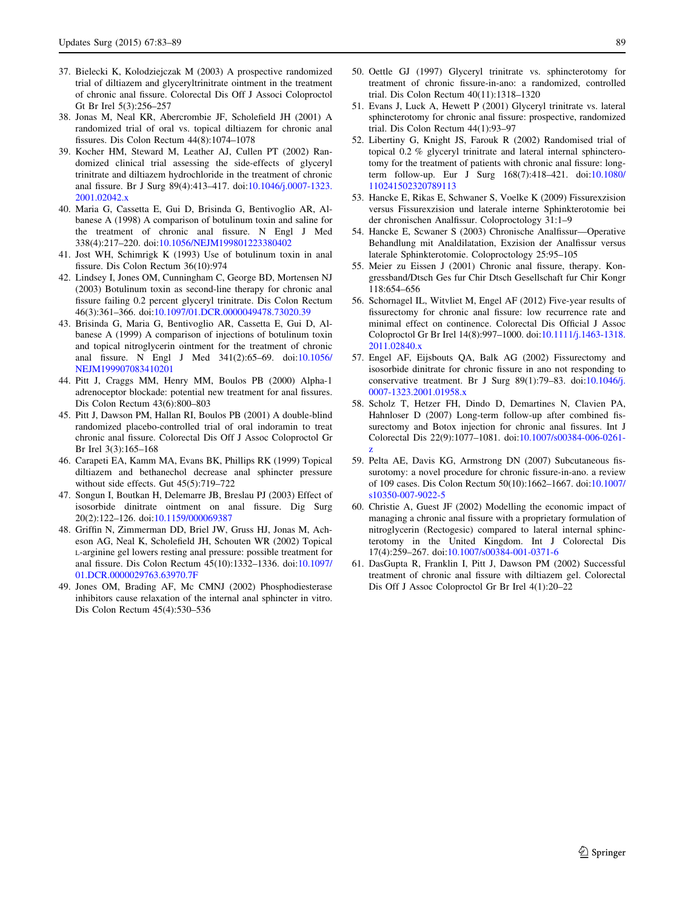37. Bielecki K, Kolodziejczak M (2003) A prospective randomized trial of diltiazem and glyceryltrinitrate ointment in the treatment of chronic anal fissure. Colorectal Dis Off J Associ Coloproctol Gt Br Irel 5(3):256–257
38. Jonas M, Neal KR, Abercrombie JF, Scholefield JH (2001) A randomized trial of oral vs. topical diltiazem for chronic anal fissures. Dis Colon Rectum 44(8):1074–1078
39. Kocher HM, Steward M, Leather AJ, Cullen PT (2002) Randomized clinical trial assessing the side-effects of glyceryl trinitrate and diltiazem hydrochloride in the treatment of chronic anal fissure. Br J Surg 89(4):413–417. doi:10.1046/j.0007-1323.2001.02042.x
40. Maria G, Cassetta E, Gui D, Brisinda G, Bentivoglio AR, Albanese A (1998) A comparison of botulinum toxin and saline for the treatment of chronic anal fissure. N Engl J Med 338(4):217–220. doi:10.1056/NEJM199801223380402
41. Jost WH, Schimrigk K (1993) Use of botulinum toxin in anal fissure. Dis Colon Rectum 36(10):974
42. Lindsey I, Jones OM, Cunningham C, George BD, Mortensen NJ (2003) Botulinum toxin as second-line therapy for chronic anal fissure failing 0.2 percent glyceryl trinitrate. Dis Colon Rectum 46(3):361–366. doi:10.1097/01.DCR.0000049478.73020.39
43. Brisinda G, Maria G, Bentivoglio AR, Cassetta E, Gui D, Albanese A (1999) A comparison of injections of botulinum toxin and topical nitroglycerin ointment for the treatment of chronic anal fissure. N Engl J Med 341(2):65–69. doi:10.1056/NEJM199907083410201
44. Pitt J, Craggs MM, Henry MM, Boulos PB (2000) Alpha-1 adrenoceptor blockade: potential new treatment for anal fissures. Dis Colon Rectum 43(6):800–803
45. Pitt J, Dawson PM, Hallan RI, Boulos PB (2001) A double-blind randomized placebo-controlled trial of oral indoramin to treat chronic anal fissure. Colorectal Dis Off J Assoc Coloproctol Gr Br Irel 3(3):165–168
46. Carapeti EA, Kamm MA, Evans BK, Phillips RK (1999) Topical diltiazem and bethanechol decrease anal sphincter pressure without side effects. Gut 45(5):719–722
47. Songun I, Boutkan H, Delemarre JB, Breslau PJ (2003) Effect of isosorbide dinitrate ointment on anal fissure. Dig Surg 20(2):122–126. doi:10.1159/000069387
48. Griffin N, Zimmerman DD, Briel JW, Gruss HJ, Jonas M, Acheson AG, Neal K, Scholefield JH, Schouten WR (2002) Topical L-arginine gel lowers resting anal pressure: possible treatment for anal fissure. Dis Colon Rectum 45(10):1332–1336. doi:10.1097/01.DCR.0000029763.63970.7F
49. Jones OM, Brading AF, Mc CMNJ (2002) Phosphodiesterase inhibitors cause relaxation of the internal anal sphincter in vitro. Dis Colon Rectum 45(4):530–536
50. Oettle GJ (1997) Glyceryl trinitrate vs. sphincterotomy for treatment of chronic fissure-in-ano: a randomized, controlled trial. Dis Colon Rectum 40(11):1318–1320
51. Evans J, Luck A, Hewett P (2001) Glyceryl trinitrate vs. lateral sphincterotomy for chronic anal fissure: prospective, randomized trial. Dis Colon Rectum 44(1):93–97
52. Libertiny G, Knight JS, Farouk R (2002) Randomised trial of topical 0.2 % glyceryl trinitrate and lateral internal sphincterotomy for the treatment of patients with chronic anal fissure: long-term follow-up. Eur J Surg 168(7):418–421. doi:10.1080/110241502320789113
53. Hancke E, Rikas E, Schwaner S, Voelke K (2009) Fissurexzision versus Fissurexzision und laterale interne Sphinkterotomie bei der chronischen Analfissur. Coloproctology 31:1–9
54. Hancke E, Scwaner S (2003) Chronische Analfissur—Operative Behandlung mit Analdilatation, Exzision der Analfissur versus laterale Sphinkterotomie. Coloproctology 25:95–105
55. Meier zu Eissen J (2001) Chronic anal fissure, therapy. Kongressband/Dtsch Ges fur Chir Dtsch Gesellschaft fur Chir Kongr 118:654–656
56. Schornagel IL, Witvliet M, Engel AF (2012) Five-year results of fissurectomy for chronic anal fissure: low recurrence rate and minimal effect on continence. Colorectal Dis Official J Assoc Coloproctol Gr Br Irel 14(8):997–1000. doi:10.1111/j.1463-1318.2011.02840.x
57. Engel AF, Eijsbouts QA, Balk AG (2002) Fissurectomy and isosorbide dinitrate for chronic fissure in ano not responding to conservative treatment. Br J Surg 89(1):79–83. doi:10.1046/j.0007-1323.2001.01958.x
58. Scholz T, Hetzer FH, Dindo D, Demartines N, Clavien PA, Hahnloser D (2007) Long-term follow-up after combined fissurectomy and Botox injection for chronic anal fissures. Int J Colorectal Dis 22(9):1077–1081. doi:10.1007/s00384-006-0261-z
59. Pelta AE, Davis KG, Armstrong DN (2007) Subcutaneous fissurotomy: a novel procedure for chronic fissure-in-ano. a review of 109 cases. Dis Colon Rectum 50(10):1662–1667. doi:10.1007/s10350-007-9022-5
60. Christie A, Guest JF (2002) Modelling the economic impact of managing a chronic anal fissure with a proprietary formulation of nitroglycerin (Rectogesic) compared to lateral internal sphincterotomy in the United Kingdom. Int J Colorectal Dis 17(4):259–267. doi:10.1007/s00384-001-0371-6
61. DasGupta R, Franklin I, Pitt J, Dawson PM (2002) Successful treatment of chronic anal fissure with diltiazem gel. Colorectal Dis Off J Assoc Coloproctol Gr Br Irel 4(1):20–22